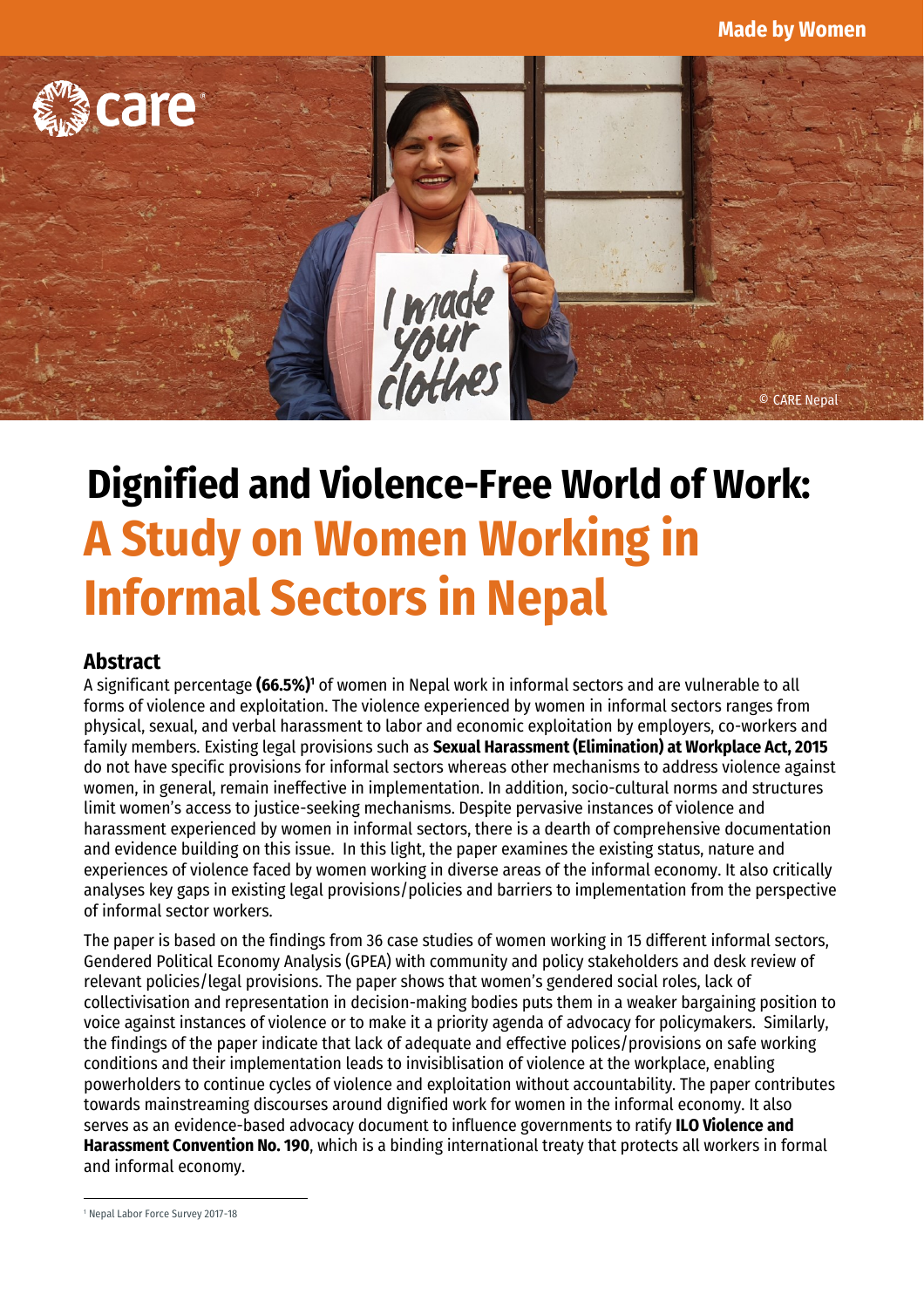Made by Women

# Dignified and Violence-Free World of Work: A Study on Women Working in Informal Sectors in Nepal

## Abstract

A significant percentage **(66.5%)**[1] of women in Nepal work in informal sectors and are vulnerable to all forms of violence and exploitation. The violence experienced by women in informal sectors ranges from physical, sexual, and verbal harassment to labor and economic exploitation by employers, co-workers and family members. Existing legal provisions such as **Sexual Harassment (Elimination) at Workplace Act, 2015** do not have specific provisions for informal sectors whereas other mechanisms to address violence against women, in general, remain ineffective in implementation. In addition, socio-cultural norms and structures limit women's access to justice-seeking mechanisms. Despite pervasive instances of violence and harassment experienced by women in informal sectors, there is a dearth of comprehensive documentation and evidence building on this issue. In this light, the paper examines the existing status, nature and experiences of violence faced by women working in diverse areas of the informal economy. It also critically analyses key gaps in existing legal provisions/policies and barriers to implementation from the perspective of informal sector workers.

The paper is based on the findings from 36 case studies of women working in 15 different informal sectors, Gendered Political Economy Analysis (GPEA) with community and policy stakeholders and desk review of relevant policies/legal provisions. The paper shows that women's gendered social roles, lack of collectivisation and representation in decision-making bodies puts them in a weaker bargaining position to voice against instances of violence or to make it a priority agenda of advocacy for policymakers. Similarly, the findings of the paper indicate that lack of adequate and effective polices/provisions on safe working conditions and their implementation leads to invisiblisation of violence at the workplace, enabling powerholders to continue cycles of violence and exploitation without accountability. The paper contributes towards mainstreaming discourses around dignified work for women in the informal economy. It also serves as an evidence-based advocacy document to influence governments to ratify **ILO Violence and Harassment Convention No. 190**, which is a binding international treaty that protects all workers in formal and informal economy.

[1] Nepal Labor Force Survey 2017-18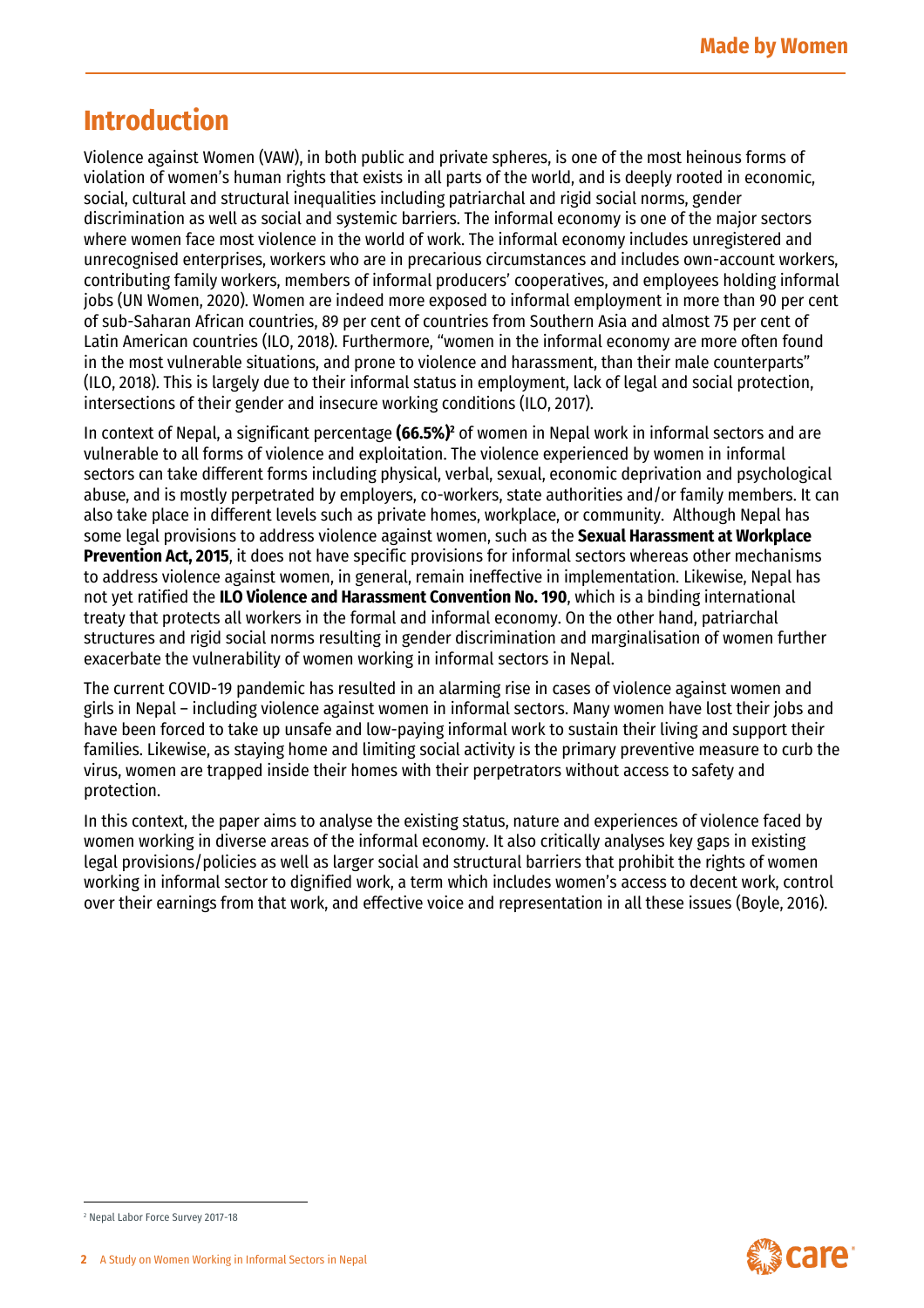# Introduction

Violence against Women (VAW), in both public and private spheres, is one of the most heinous forms of violation of women's human rights that exists in all parts of the world, and is deeply rooted in economic, social, cultural and structural inequalities including patriarchal and rigid social norms, gender discrimination as well as social and systemic barriers. The informal economy is one of the major sectors where women face most violence in the world of work. The informal economy includes unregistered and unrecognised enterprises, workers who are in precarious circumstances and includes own-account workers, contributing family workers, members of informal producers' cooperatives, and employees holding informal jobs (UN Women, 2020). Women are indeed more exposed to informal employment in more than 90 per cent of sub-Saharan African countries, 89 per cent of countries from Southern Asia and almost 75 per cent of Latin American countries (ILO, 2018). Furthermore, "women in the informal economy are more often found in the most vulnerable situations, and prone to violence and harassment, than their male counterparts" (ILO, 2018). This is largely due to their informal status in employment, lack of legal and social protection, intersections of their gender and insecure working conditions (ILO, 2017).

In context of Nepal, a significant percentage **(66.5%)**[2] of women in Nepal work in informal sectors and are vulnerable to all forms of violence and exploitation. The violence experienced by women in informal sectors can take different forms including physical, verbal, sexual, economic deprivation and psychological abuse, and is mostly perpetrated by employers, co-workers, state authorities and/or family members. It can also take place in different levels such as private homes, workplace, or community. Although Nepal has some legal provisions to address violence against women, such as the **Sexual Harassment at Workplace Prevention Act, 2015**, it does not have specific provisions for informal sectors whereas other mechanisms to address violence against women, in general, remain ineffective in implementation. Likewise, Nepal has not yet ratified the **ILO Violence and Harassment Convention No. 190**, which is a binding international treaty that protects all workers in the formal and informal economy. On the other hand, patriarchal structures and rigid social norms resulting in gender discrimination and marginalisation of women further exacerbate the vulnerability of women working in informal sectors in Nepal.

The current COVID-19 pandemic has resulted in an alarming rise in cases of violence against women and girls in Nepal – including violence against women in informal sectors. Many women have lost their jobs and have been forced to take up unsafe and low-paying informal work to sustain their living and support their families. Likewise, as staying home and limiting social activity is the primary preventive measure to curb the virus, women are trapped inside their homes with their perpetrators without access to safety and protection.

In this context, the paper aims to analyse the existing status, nature and experiences of violence faced by women working in diverse areas of the informal economy. It also critically analyses key gaps in existing legal provisions/policies as well as larger social and structural barriers that prohibit the rights of women working in informal sector to dignified work, a term which includes women's access to decent work, control over their earnings from that work, and effective voice and representation in all these issues (Boyle, 2016).

[2] Nepal Labor Force Survey 2017-18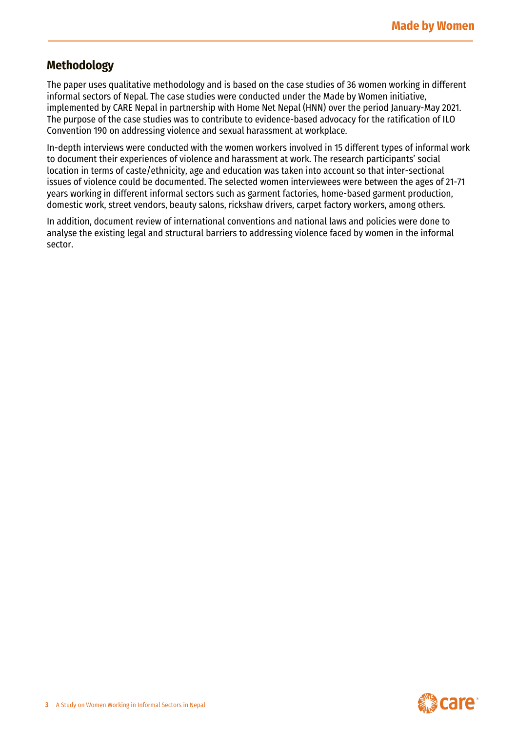## Methodology

The paper uses qualitative methodology and is based on the case studies of 36 women working in different informal sectors of Nepal. The case studies were conducted under the Made by Women initiative, implemented by CARE Nepal in partnership with Home Net Nepal (HNN) over the period January-May 2021. The purpose of the case studies was to contribute to evidence-based advocacy for the ratification of ILO Convention 190 on addressing violence and sexual harassment at workplace.

In-depth interviews were conducted with the women workers involved in 15 different types of informal work to document their experiences of violence and harassment at work. The research participants' social location in terms of caste/ethnicity, age and education was taken into account so that inter-sectional issues of violence could be documented. The selected women interviewees were between the ages of 21-71 years working in different informal sectors such as garment factories, home-based garment production, domestic work, street vendors, beauty salons, rickshaw drivers, carpet factory workers, among others.

In addition, document review of international conventions and national laws and policies were done to analyse the existing legal and structural barriers to addressing violence faced by women in the informal sector.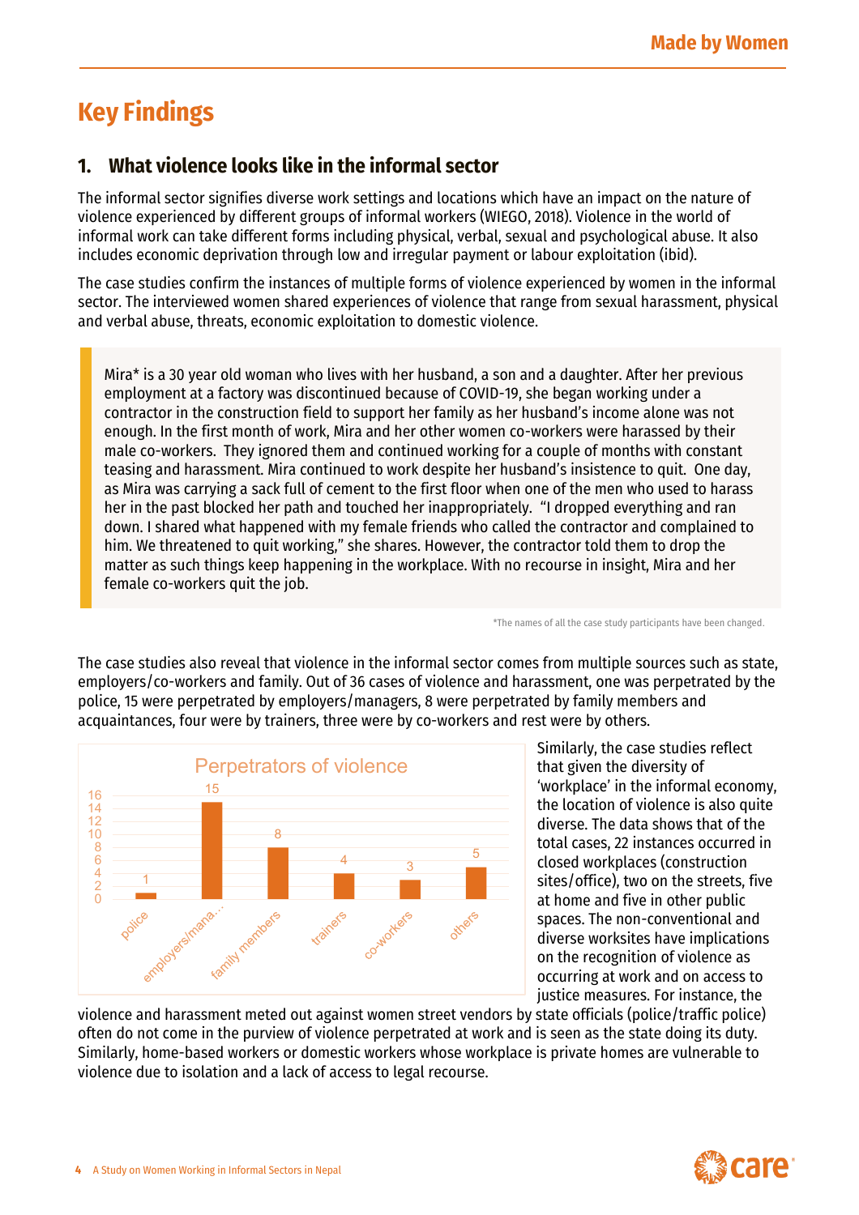# Key Findings

## 1. What violence looks like in the informal sector

The informal sector signifies diverse work settings and locations which have an impact on the nature of violence experienced by different groups of informal workers (WIEGO, 2018). Violence in the world of informal work can take different forms including physical, verbal, sexual and psychological abuse. It also includes economic deprivation through low and irregular payment or labour exploitation (ibid).

The case studies confirm the instances of multiple forms of violence experienced by women in the informal sector. The interviewed women shared experiences of violence that range from sexual harassment, physical and verbal abuse, threats, economic exploitation to domestic violence.

> Mira* is a 30 year old woman who lives with her husband, a son and a daughter. After her previous employment at a factory was discontinued because of COVID-19, she began working under a contractor in the construction field to support her family as her husband's income alone was not enough. In the first month of work, Mira and her other women co-workers were harassed by their male co-workers. They ignored them and continued working for a couple of months with constant teasing and harassment. Mira continued to work despite her husband's insistence to quit. One day, as Mira was carrying a sack full of cement to the first floor when one of the men who used to harass her in the past blocked her path and touched her inappropriately. "I dropped everything and ran down. I shared what happened with my female friends who called the contractor and complained to him. We threatened to quit working," she shares. However, the contractor told them to drop the matter as such things keep happening in the workplace. With no recourse in insight, Mira and her female co-workers quit the job.

*The names of all the case study participants have been changed.

The case studies also reveal that violence in the informal sector comes from multiple sources such as state, employers/co-workers and family. Out of 36 cases of violence and harassment, one was perpetrated by the police, 15 were perpetrated by employers/managers, 8 were perpetrated by family members and acquaintances, four were by trainers, three were by co-workers and rest were by others.

**Perpetrators of violence**

| Perpetrator | Cases |
|---|---|
| police | 1 |
| employers/mana... | 15 |
| family members | 8 |
| trainers | 4 |
| co-workers | 3 |
| others | 5 |

Similarly, the case studies reflect that given the diversity of 'workplace' in the informal economy, the location of violence is also quite diverse. The data shows that of the total cases, 22 instances occurred in closed workplaces (construction sites/office), two on the streets, five at home and five in other public spaces. The non-conventional and diverse worksites have implications on the recognition of violence as occurring at work and on access to justice measures. For instance, the violence and harassment meted out against women street vendors by state officials (police/traffic police) often do not come in the purview of violence perpetrated at work and is seen as the state doing its duty. Similarly, home-based workers or domestic workers whose workplace is private homes are vulnerable to violence due to isolation and a lack of access to legal recourse.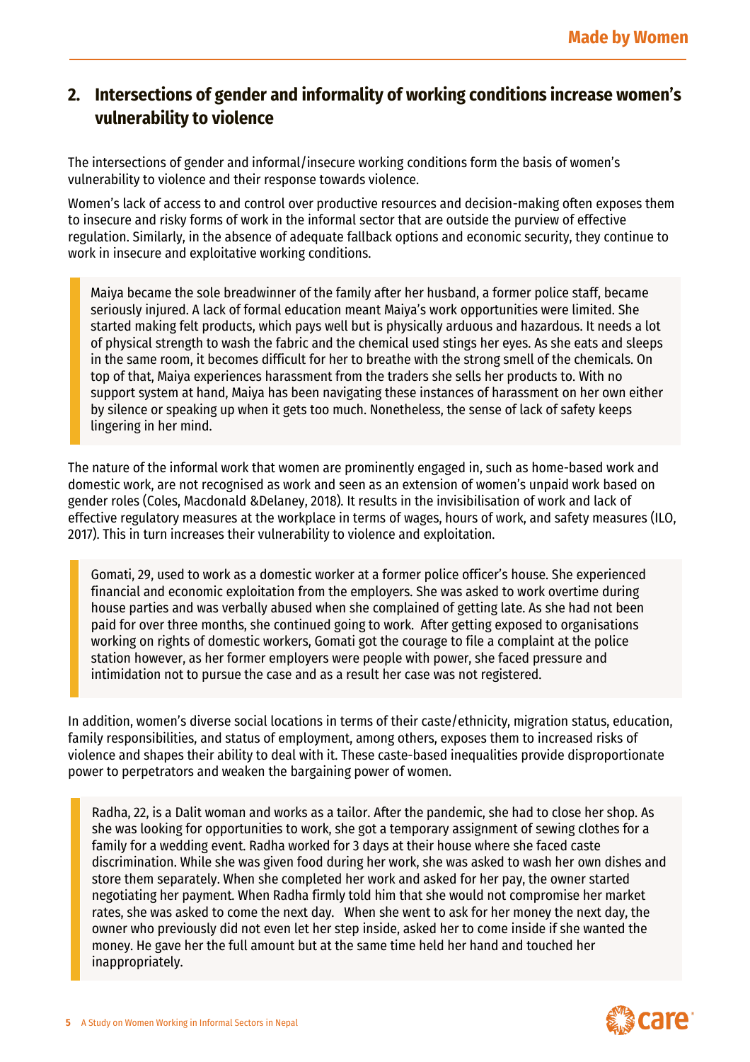## 2. Intersections of gender and informality of working conditions increase women's vulnerability to violence

The intersections of gender and informal/insecure working conditions form the basis of women's vulnerability to violence and their response towards violence.

Women's lack of access to and control over productive resources and decision-making often exposes them to insecure and risky forms of work in the informal sector that are outside the purview of effective regulation. Similarly, in the absence of adequate fallback options and economic security, they continue to work in insecure and exploitative working conditions.

> Maiya became the sole breadwinner of the family after her husband, a former police staff, became seriously injured. A lack of formal education meant Maiya's work opportunities were limited. She started making felt products, which pays well but is physically arduous and hazardous. It needs a lot of physical strength to wash the fabric and the chemical used stings her eyes. As she eats and sleeps in the same room, it becomes difficult for her to breathe with the strong smell of the chemicals. On top of that, Maiya experiences harassment from the traders she sells her products to. With no support system at hand, Maiya has been navigating these instances of harassment on her own either by silence or speaking up when it gets too much. Nonetheless, the sense of lack of safety keeps lingering in her mind.

The nature of the informal work that women are prominently engaged in, such as home-based work and domestic work, are not recognised as work and seen as an extension of women's unpaid work based on gender roles (Coles, Macdonald &Delaney, 2018). It results in the invisibilisation of work and lack of effective regulatory measures at the workplace in terms of wages, hours of work, and safety measures (ILO, 2017). This in turn increases their vulnerability to violence and exploitation.

> Gomati, 29, used to work as a domestic worker at a former police officer's house. She experienced financial and economic exploitation from the employers. She was asked to work overtime during house parties and was verbally abused when she complained of getting late. As she had not been paid for over three months, she continued going to work. After getting exposed to organisations working on rights of domestic workers, Gomati got the courage to file a complaint at the police station however, as her former employers were people with power, she faced pressure and intimidation not to pursue the case and as a result her case was not registered.

In addition, women's diverse social locations in terms of their caste/ethnicity, migration status, education, family responsibilities, and status of employment, among others, exposes them to increased risks of violence and shapes their ability to deal with it. These caste-based inequalities provide disproportionate power to perpetrators and weaken the bargaining power of women.

> Radha, 22, is a Dalit woman and works as a tailor. After the pandemic, she had to close her shop. As she was looking for opportunities to work, she got a temporary assignment of sewing clothes for a family for a wedding event. Radha worked for 3 days at their house where she faced caste discrimination. While she was given food during her work, she was asked to wash her own dishes and store them separately. When she completed her work and asked for her pay, the owner started negotiating her payment. When Radha firmly told him that she would not compromise her market rates, she was asked to come the next day. When she went to ask for her money the next day, the owner who previously did not even let her step inside, asked her to come inside if she wanted the money. He gave her the full amount but at the same time held her hand and touched her inappropriately.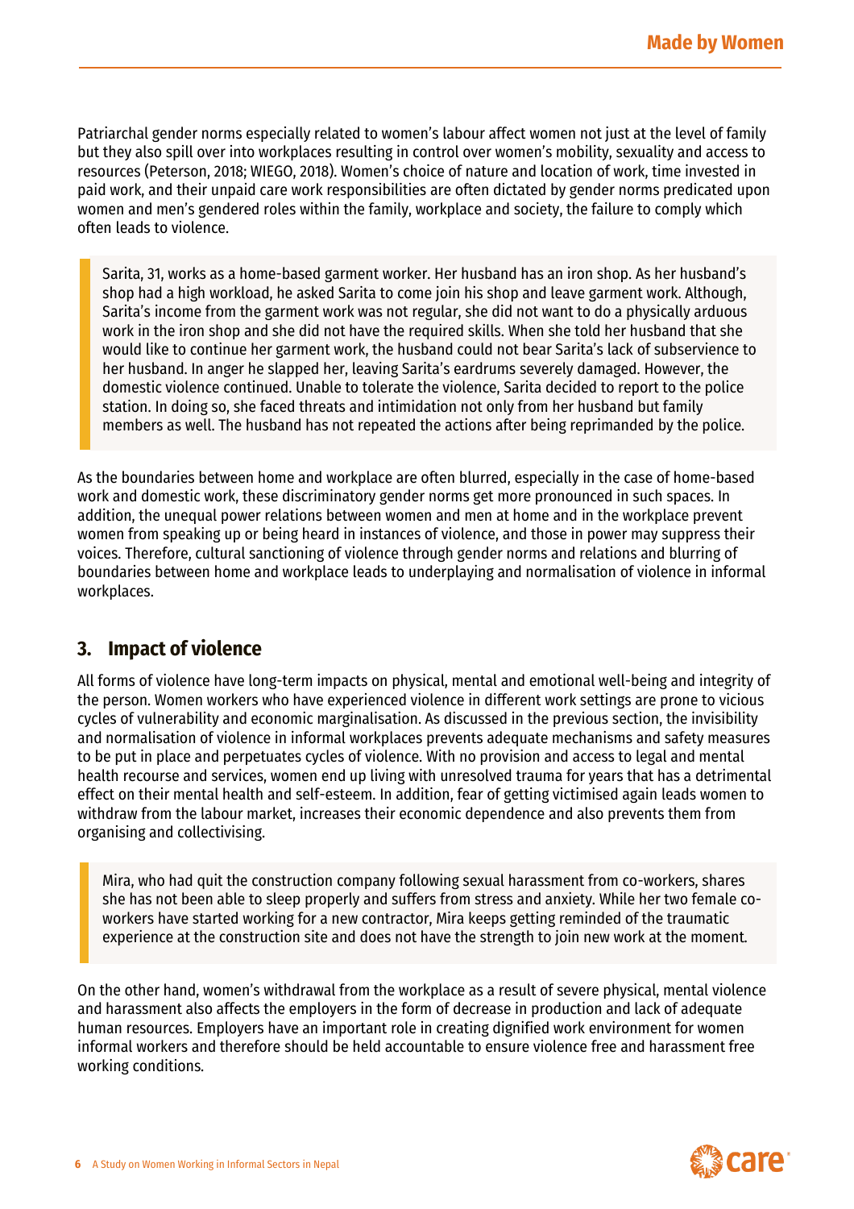Patriarchal gender norms especially related to women's labour affect women not just at the level of family but they also spill over into workplaces resulting in control over women's mobility, sexuality and access to resources (Peterson, 2018; WIEGO, 2018). Women's choice of nature and location of work, time invested in paid work, and their unpaid care work responsibilities are often dictated by gender norms predicated upon women and men's gendered roles within the family, workplace and society, the failure to comply which often leads to violence.

> Sarita, 31, works as a home-based garment worker. Her husband has an iron shop. As her husband's shop had a high workload, he asked Sarita to come join his shop and leave garment work. Although, Sarita's income from the garment work was not regular, she did not want to do a physically arduous work in the iron shop and she did not have the required skills. When she told her husband that she would like to continue her garment work, the husband could not bear Sarita's lack of subservience to her husband. In anger he slapped her, leaving Sarita's eardrums severely damaged. However, the domestic violence continued. Unable to tolerate the violence, Sarita decided to report to the police station. In doing so, she faced threats and intimidation not only from her husband but family members as well. The husband has not repeated the actions after being reprimanded by the police.

As the boundaries between home and workplace are often blurred, especially in the case of home-based work and domestic work, these discriminatory gender norms get more pronounced in such spaces. In addition, the unequal power relations between women and men at home and in the workplace prevent women from speaking up or being heard in instances of violence, and those in power may suppress their voices. Therefore, cultural sanctioning of violence through gender norms and relations and blurring of boundaries between home and workplace leads to underplaying and normalisation of violence in informal workplaces.

## 3. Impact of violence

All forms of violence have long-term impacts on physical, mental and emotional well-being and integrity of the person. Women workers who have experienced violence in different work settings are prone to vicious cycles of vulnerability and economic marginalisation. As discussed in the previous section, the invisibility and normalisation of violence in informal workplaces prevents adequate mechanisms and safety measures to be put in place and perpetuates cycles of violence. With no provision and access to legal and mental health recourse and services, women end up living with unresolved trauma for years that has a detrimental effect on their mental health and self-esteem. In addition, fear of getting victimised again leads women to withdraw from the labour market, increases their economic dependence and also prevents them from organising and collectivising.

> Mira, who had quit the construction company following sexual harassment from co-workers, shares she has not been able to sleep properly and suffers from stress and anxiety. While her two female co-workers have started working for a new contractor, Mira keeps getting reminded of the traumatic experience at the construction site and does not have the strength to join new work at the moment.

On the other hand, women's withdrawal from the workplace as a result of severe physical, mental violence and harassment also affects the employers in the form of decrease in production and lack of adequate human resources. Employers have an important role in creating dignified work environment for women informal workers and therefore should be held accountable to ensure violence free and harassment free working conditions.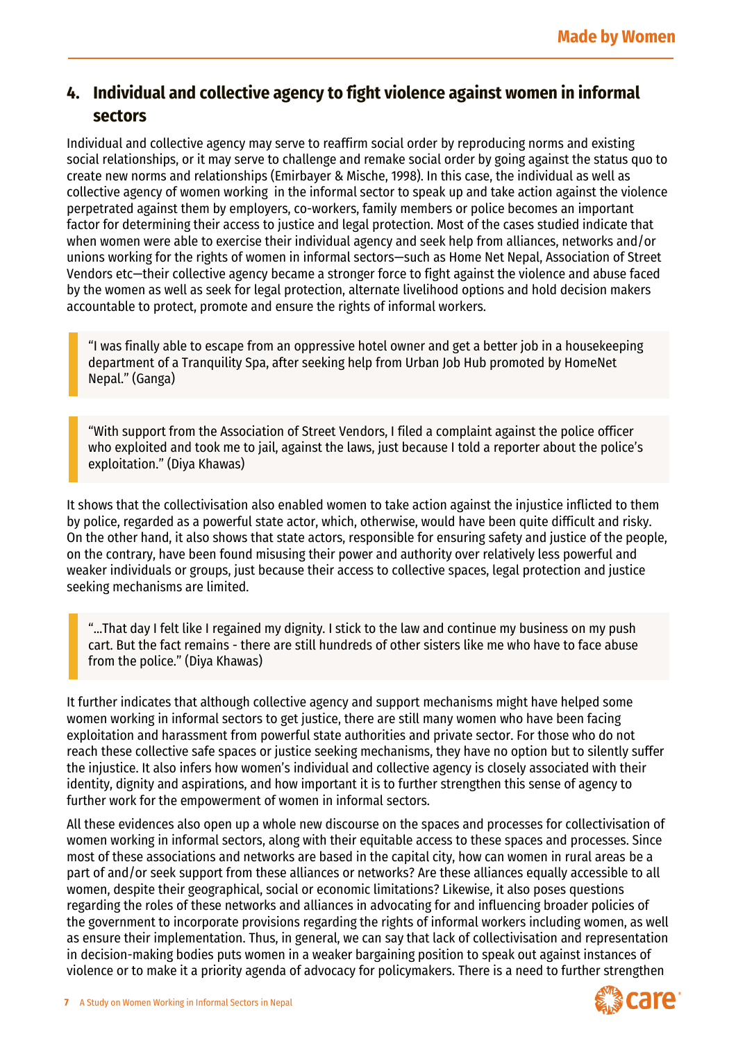## 4. Individual and collective agency to fight violence against women in informal sectors

Individual and collective agency may serve to reaffirm social order by reproducing norms and existing social relationships, or it may serve to challenge and remake social order by going against the status quo to create new norms and relationships (Emirbayer & Mische, 1998). In this case, the individual as well as collective agency of women working in the informal sector to speak up and take action against the violence perpetrated against them by employers, co-workers, family members or police becomes an important factor for determining their access to justice and legal protection. Most of the cases studied indicate that when women were able to exercise their individual agency and seek help from alliances, networks and/or unions working for the rights of women in informal sectors—such as Home Net Nepal, Association of Street Vendors etc—their collective agency became a stronger force to fight against the violence and abuse faced by the women as well as seek for legal protection, alternate livelihood options and hold decision makers accountable to protect, promote and ensure the rights of informal workers.

> "I was finally able to escape from an oppressive hotel owner and get a better job in a housekeeping department of a Tranquility Spa, after seeking help from Urban Job Hub promoted by HomeNet Nepal." (Ganga)

> "With support from the Association of Street Vendors, I filed a complaint against the police officer who exploited and took me to jail, against the laws, just because I told a reporter about the police's exploitation." (Diya Khawas)

It shows that the collectivisation also enabled women to take action against the injustice inflicted to them by police, regarded as a powerful state actor, which, otherwise, would have been quite difficult and risky. On the other hand, it also shows that state actors, responsible for ensuring safety and justice of the people, on the contrary, have been found misusing their power and authority over relatively less powerful and weaker individuals or groups, just because their access to collective spaces, legal protection and justice seeking mechanisms are limited.

> "...That day I felt like I regained my dignity. I stick to the law and continue my business on my push cart. But the fact remains - there are still hundreds of other sisters like me who have to face abuse from the police." (Diya Khawas)

It further indicates that although collective agency and support mechanisms might have helped some women working in informal sectors to get justice, there are still many women who have been facing exploitation and harassment from powerful state authorities and private sector. For those who do not reach these collective safe spaces or justice seeking mechanisms, they have no option but to silently suffer the injustice. It also infers how women's individual and collective agency is closely associated with their identity, dignity and aspirations, and how important it is to further strengthen this sense of agency to further work for the empowerment of women in informal sectors.

All these evidences also open up a whole new discourse on the spaces and processes for collectivisation of women working in informal sectors, along with their equitable access to these spaces and processes. Since most of these associations and networks are based in the capital city, how can women in rural areas be a part of and/or seek support from these alliances or networks? Are these alliances equally accessible to all women, despite their geographical, social or economic limitations? Likewise, it also poses questions regarding the roles of these networks and alliances in advocating for and influencing broader policies of the government to incorporate provisions regarding the rights of informal workers including women, as well as ensure their implementation. Thus, in general, we can say that lack of collectivisation and representation in decision-making bodies puts women in a weaker bargaining position to speak out against instances of violence or to make it a priority agenda of advocacy for policymakers. There is a need to further strengthen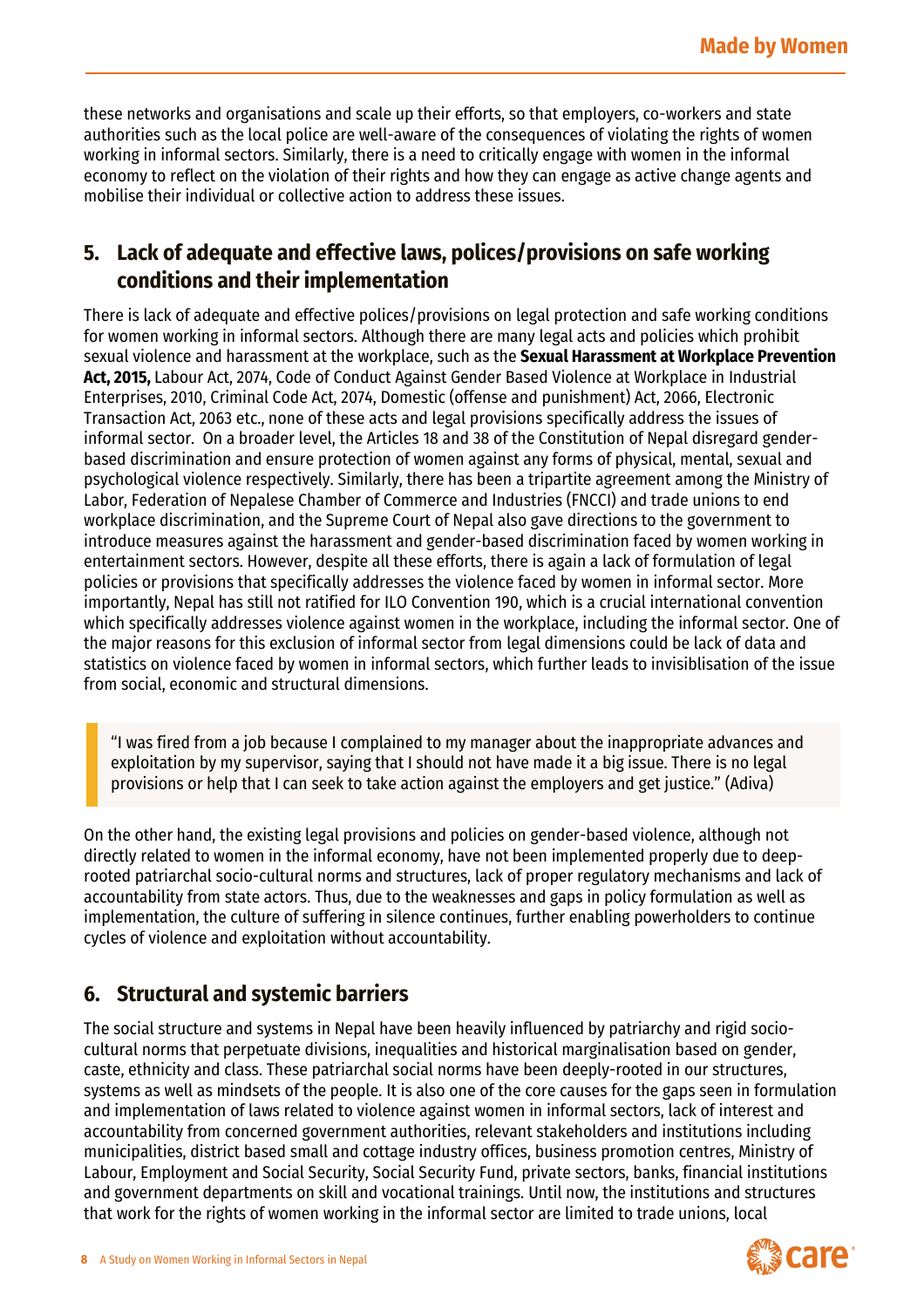these networks and organisations and scale up their efforts, so that employers, co-workers and state authorities such as the local police are well-aware of the consequences of violating the rights of women working in informal sectors. Similarly, there is a need to critically engage with women in the informal economy to reflect on the violation of their rights and how they can engage as active change agents and mobilise their individual or collective action to address these issues.

## 5. Lack of adequate and effective laws, polices/provisions on safe working conditions and their implementation

There is lack of adequate and effective polices/provisions on legal protection and safe working conditions for women working in informal sectors. Although there are many legal acts and policies which prohibit sexual violence and harassment at the workplace, such as the **Sexual Harassment at Workplace Prevention Act, 2015,** Labour Act, 2074, Code of Conduct Against Gender Based Violence at Workplace in Industrial Enterprises, 2010, Criminal Code Act, 2074, Domestic (offense and punishment) Act, 2066, Electronic Transaction Act, 2063 etc., none of these acts and legal provisions specifically address the issues of informal sector. On a broader level, the Articles 18 and 38 of the Constitution of Nepal disregard gender-based discrimination and ensure protection of women against any forms of physical, mental, sexual and psychological violence respectively. Similarly, there has been a tripartite agreement among the Ministry of Labor, Federation of Nepalese Chamber of Commerce and Industries (FNCCI) and trade unions to end workplace discrimination, and the Supreme Court of Nepal also gave directions to the government to introduce measures against the harassment and gender-based discrimination faced by women working in entertainment sectors. However, despite all these efforts, there is again a lack of formulation of legal policies or provisions that specifically addresses the violence faced by women in informal sector. More importantly, Nepal has still not ratified for ILO Convention 190, which is a crucial international convention which specifically addresses violence against women in the workplace, including the informal sector. One of the major reasons for this exclusion of informal sector from legal dimensions could be lack of data and statistics on violence faced by women in informal sectors, which further leads to invisiblisation of the issue from social, economic and structural dimensions.

> "I was fired from a job because I complained to my manager about the inappropriate advances and exploitation by my supervisor, saying that I should not have made it a big issue. There is no legal provisions or help that I can seek to take action against the employers and get justice." (Adiva)

On the other hand, the existing legal provisions and policies on gender-based violence, although not directly related to women in the informal economy, have not been implemented properly due to deep-rooted patriarchal socio-cultural norms and structures, lack of proper regulatory mechanisms and lack of accountability from state actors. Thus, due to the weaknesses and gaps in policy formulation as well as implementation, the culture of suffering in silence continues, further enabling powerholders to continue cycles of violence and exploitation without accountability.

## 6. Structural and systemic barriers

The social structure and systems in Nepal have been heavily influenced by patriarchy and rigid socio-cultural norms that perpetuate divisions, inequalities and historical marginalisation based on gender, caste, ethnicity and class. These patriarchal social norms have been deeply-rooted in our structures, systems as well as mindsets of the people. It is also one of the core causes for the gaps seen in formulation and implementation of laws related to violence against women in informal sectors, lack of interest and accountability from concerned government authorities, relevant stakeholders and institutions including municipalities, district based small and cottage industry offices, business promotion centres, Ministry of Labour, Employment and Social Security, Social Security Fund, private sectors, banks, financial institutions and government departments on skill and vocational trainings. Until now, the institutions and structures that work for the rights of women working in the informal sector are limited to trade unions, local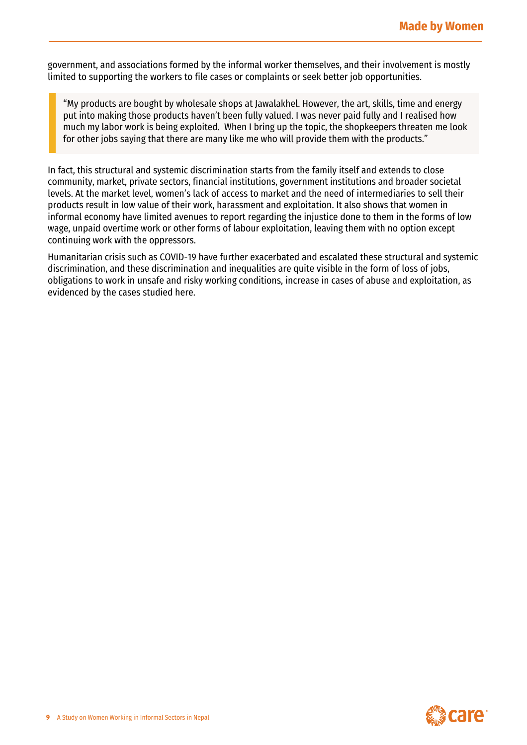government, and associations formed by the informal worker themselves, and their involvement is mostly limited to supporting the workers to file cases or complaints or seek better job opportunities.

> "My products are bought by wholesale shops at Jawalakhel. However, the art, skills, time and energy put into making those products haven't been fully valued. I was never paid fully and I realised how much my labor work is being exploited. When I bring up the topic, the shopkeepers threaten me look for other jobs saying that there are many like me who will provide them with the products."

In fact, this structural and systemic discrimination starts from the family itself and extends to close community, market, private sectors, financial institutions, government institutions and broader societal levels. At the market level, women's lack of access to market and the need of intermediaries to sell their products result in low value of their work, harassment and exploitation. It also shows that women in informal economy have limited avenues to report regarding the injustice done to them in the forms of low wage, unpaid overtime work or other forms of labour exploitation, leaving them with no option except continuing work with the oppressors.

Humanitarian crisis such as COVID-19 have further exacerbated and escalated these structural and systemic discrimination, and these discrimination and inequalities are quite visible in the form of loss of jobs, obligations to work in unsafe and risky working conditions, increase in cases of abuse and exploitation, as evidenced by the cases studied here.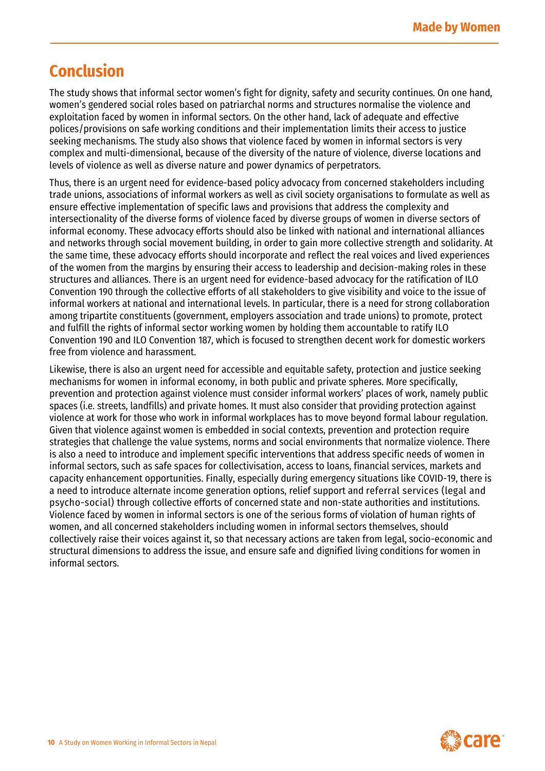# Conclusion

The study shows that informal sector women's fight for dignity, safety and security continues. On one hand, women's gendered social roles based on patriarchal norms and structures normalise the violence and exploitation faced by women in informal sectors. On the other hand, lack of adequate and effective polices/provisions on safe working conditions and their implementation limits their access to justice seeking mechanisms. The study also shows that violence faced by women in informal sectors is very complex and multi-dimensional, because of the diversity of the nature of violence, diverse locations and levels of violence as well as diverse nature and power dynamics of perpetrators.

Thus, there is an urgent need for evidence-based policy advocacy from concerned stakeholders including trade unions, associations of informal workers as well as civil society organisations to formulate as well as ensure effective implementation of specific laws and provisions that address the complexity and intersectionality of the diverse forms of violence faced by diverse groups of women in diverse sectors of informal economy. These advocacy efforts should also be linked with national and international alliances and networks through social movement building, in order to gain more collective strength and solidarity. At the same time, these advocacy efforts should incorporate and reflect the real voices and lived experiences of the women from the margins by ensuring their access to leadership and decision-making roles in these structures and alliances. There is an urgent need for evidence-based advocacy for the ratification of ILO Convention 190 through the collective efforts of all stakeholders to give visibility and voice to the issue of informal workers at national and international levels. In particular, there is a need for strong collaboration among tripartite constituents (government, employers association and trade unions) to promote, protect and fulfill the rights of informal sector working women by holding them accountable to ratify ILO Convention 190 and ILO Convention 187, which is focused to strengthen decent work for domestic workers free from violence and harassment.

Likewise, there is also an urgent need for accessible and equitable safety, protection and justice seeking mechanisms for women in informal economy, in both public and private spheres. More specifically, prevention and protection against violence must consider informal workers' places of work, namely public spaces (i.e. streets, landfills) and private homes. It must also consider that providing protection against violence at work for those who work in informal workplaces has to move beyond formal labour regulation. Given that violence against women is embedded in social contexts, prevention and protection require strategies that challenge the value systems, norms and social environments that normalize violence. There is also a need to introduce and implement specific interventions that address specific needs of women in informal sectors, such as safe spaces for collectivisation, access to loans, financial services, markets and capacity enhancement opportunities. Finally, especially during emergency situations like COVID-19, there is a need to introduce alternate income generation options, relief support and referral services (legal and psycho-social) through collective efforts of concerned state and non-state authorities and institutions. Violence faced by women in informal sectors is one of the serious forms of violation of human rights of women, and all concerned stakeholders including women in informal sectors themselves, should collectively raise their voices against it, so that necessary actions are taken from legal, socio-economic and structural dimensions to address the issue, and ensure safe and dignified living conditions for women in informal sectors.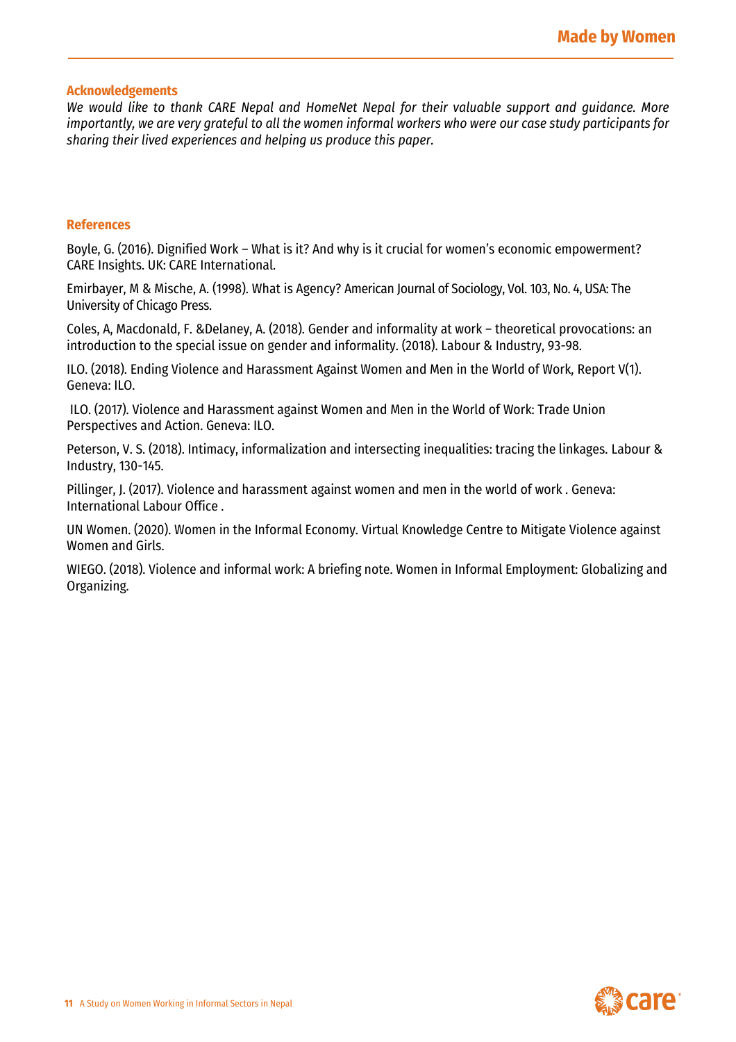## Acknowledgements

*We would like to thank CARE Nepal and HomeNet Nepal for their valuable support and guidance. More importantly, we are very grateful to all the women informal workers who were our case study participants for sharing their lived experiences and helping us produce this paper.*

## References

Boyle, G. (2016). Dignified Work – What is it? And why is it crucial for women's economic empowerment? CARE Insights. UK: CARE International.

Emirbayer, M & Mische, A. (1998). What is Agency? American Journal of Sociology, Vol. 103, No. 4, USA: The University of Chicago Press.

Coles, A, Macdonald, F. &Delaney, A. (2018). Gender and informality at work – theoretical provocations: an introduction to the special issue on gender and informality. (2018). Labour & Industry, 93-98.

ILO. (2018). Ending Violence and Harassment Against Women and Men in the World of Work, Report V(1). Geneva: ILO.

ILO. (2017). Violence and Harassment against Women and Men in the World of Work: Trade Union Perspectives and Action. Geneva: ILO.

Peterson, V. S. (2018). Intimacy, informalization and intersecting inequalities: tracing the linkages. Labour & Industry, 130-145.

Pillinger, J. (2017). Violence and harassment against women and men in the world of work . Geneva: International Labour Office .

UN Women. (2020). Women in the Informal Economy. Virtual Knowledge Centre to Mitigate Violence against Women and Girls.

WIEGO. (2018). Violence and informal work: A briefing note. Women in Informal Employment: Globalizing and Organizing.